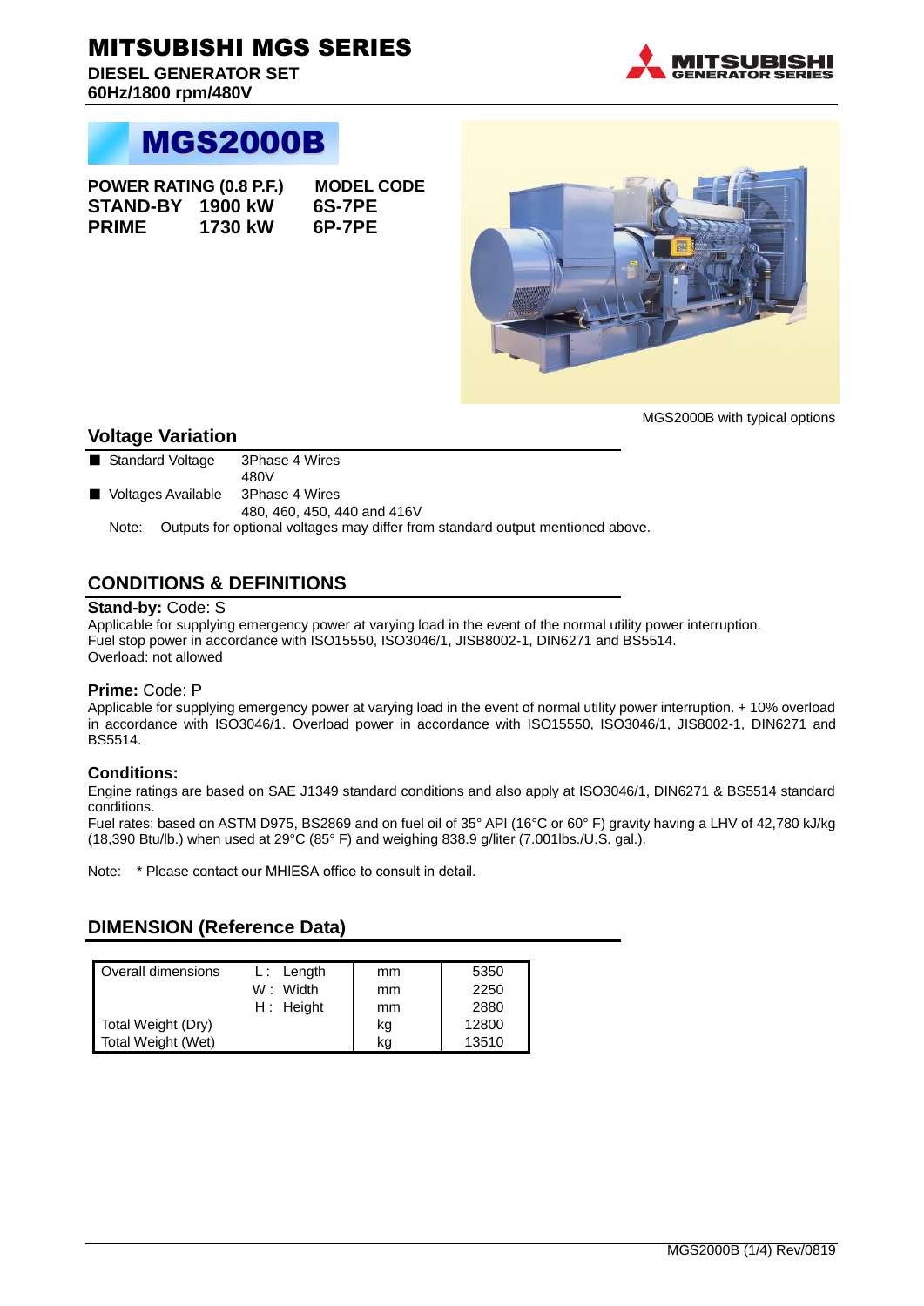# MITSUBISHI MGS SERIES

**DIESEL GENERATOR SET**
**60Hz/1800 rpm/480V**

## MGS2000B

| POWER RATING (0.8 P.F.) | | MODEL CODE |
|---|---|---|
| **STAND-BY** | **1900 kW** | **6S-7PE** |
| **PRIME** | **1730 kW** | **6P-7PE** |

MGS2000B with typical options

## Voltage Variation

- Standard Voltage: 3Phase 4 Wires, 480V
- Voltages Available: 3Phase 4 Wires, 480, 460, 450, 440 and 416V

Note: Outputs for optional voltages may differ from standard output mentioned above.

## CONDITIONS & DEFINITIONS

**Stand-by:** Code: S

Applicable for supplying emergency power at varying load in the event of the normal utility power interruption.
Fuel stop power in accordance with ISO15550, ISO3046/1, JISB8002-1, DIN6271 and BS5514.
Overload: not allowed

**Prime:** Code: P

Applicable for supplying emergency power at varying load in the event of normal utility power interruption. + 10% overload in accordance with ISO3046/1. Overload power in accordance with ISO15550, ISO3046/1, JIS8002-1, DIN6271 and BS5514.

**Conditions:**

Engine ratings are based on SAE J1349 standard conditions and also apply at ISO3046/1, DIN6271 & BS5514 standard conditions.
Fuel rates: based on ASTM D975, BS2869 and on fuel oil of 35° API (16°C or 60° F) gravity having a LHV of 42,780 kJ/kg (18,390 Btu/lb.) when used at 29°C (85° F) and weighing 838.9 g/liter (7.001lbs./U.S. gal.).

Note: * Please contact our MHIESA office to consult in detail.

## DIMENSION (Reference Data)

| Overall dimensions | L : Length | mm | 5350 |
|---|---|---|---|
| | W : Width | mm | 2250 |
| | H : Height | mm | 2880 |
| Total Weight (Dry) | | kg | 12800 |
| Total Weight (Wet) | | kg | 13510 |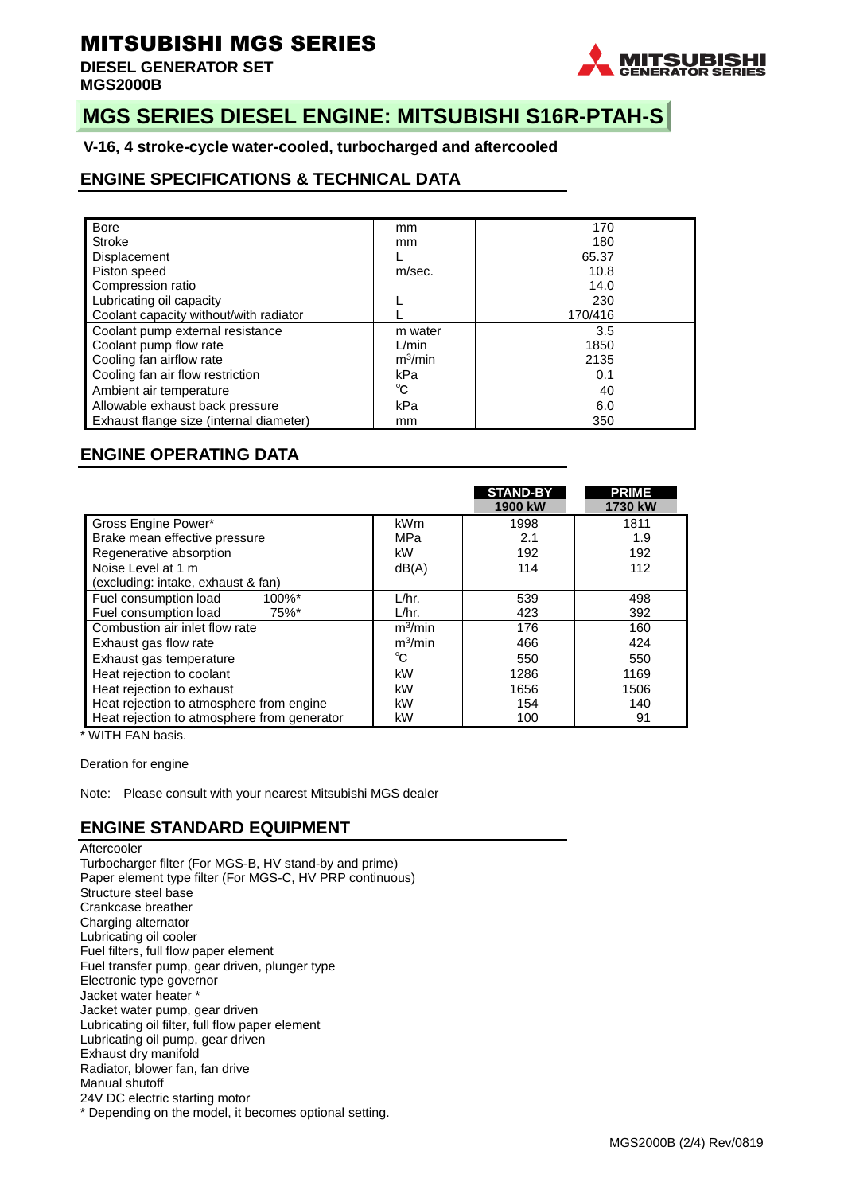# MITSUBISHI MGS SERIES

**DIESEL GENERATOR SET**
**MGS2000B**

## MGS SERIES DIESEL ENGINE: MITSUBISHI S16R-PTAH-S

**V-16, 4 stroke-cycle water-cooled, turbocharged and aftercooled**

## ENGINE SPECIFICATIONS & TECHNICAL DATA

| | | |
|---|---|---|
| Bore | mm | 170 |
| Stroke | mm | 180 |
| Displacement | L | 65.37 |
| Piston speed | m/sec. | 10.8 |
| Compression ratio | | 14.0 |
| Lubricating oil capacity | L | 230 |
| Coolant capacity without/with radiator | L | 170/416 |
| Coolant pump external resistance | m water | 3.5 |
| Coolant pump flow rate | L/min | 1850 |
| Cooling fan airflow rate | $m^3$/min | 2135 |
| Cooling fan air flow restriction | kPa | 0.1 |
| Ambient air temperature | ℃ | 40 |
| Allowable exhaust back pressure | kPa | 6.0 |
| Exhaust flange size (internal diameter) | mm | 350 |

## ENGINE OPERATING DATA

| | | STAND-BY 1900 kW | PRIME 1730 kW |
|---|---|---|---|
| Gross Engine Power* | kWm | 1998 | 1811 |
| Brake mean effective pressure | MPa | 2.1 | 1.9 |
| Regenerative absorption | kW | 192 | 192 |
| Noise Level at 1 m (excluding: intake, exhaust & fan) | dB(A) | 114 | 112 |
| Fuel consumption load 100%* | L/hr. | 539 | 498 |
| Fuel consumption load 75%* | L/hr. | 423 | 392 |
| Combustion air inlet flow rate | $m^3$/min | 176 | 160 |
| Exhaust gas flow rate | $m^3$/min | 466 | 424 |
| Exhaust gas temperature | ℃ | 550 | 550 |
| Heat rejection to coolant | kW | 1286 | 1169 |
| Heat rejection to exhaust | kW | 1656 | 1506 |
| Heat rejection to atmosphere from engine | kW | 154 | 140 |
| Heat rejection to atmosphere from generator | kW | 100 | 91 |

* WITH FAN basis.

Deration for engine

Note: Please consult with your nearest Mitsubishi MGS dealer

## ENGINE STANDARD EQUIPMENT

Aftercooler
Turbocharger filter (For MGS-B, HV stand-by and prime)
Paper element type filter (For MGS-C, HV PRP continuous)
Structure steel base
Crankcase breather
Charging alternator
Lubricating oil cooler
Fuel filters, full flow paper element
Fuel transfer pump, gear driven, plunger type
Electronic type governor
Jacket water heater *
Jacket water pump, gear driven
Lubricating oil filter, full flow paper element
Lubricating oil pump, gear driven
Exhaust dry manifold
Radiator, blower fan, fan drive
Manual shutoff
24V DC electric starting motor
* Depending on the model, it becomes optional setting.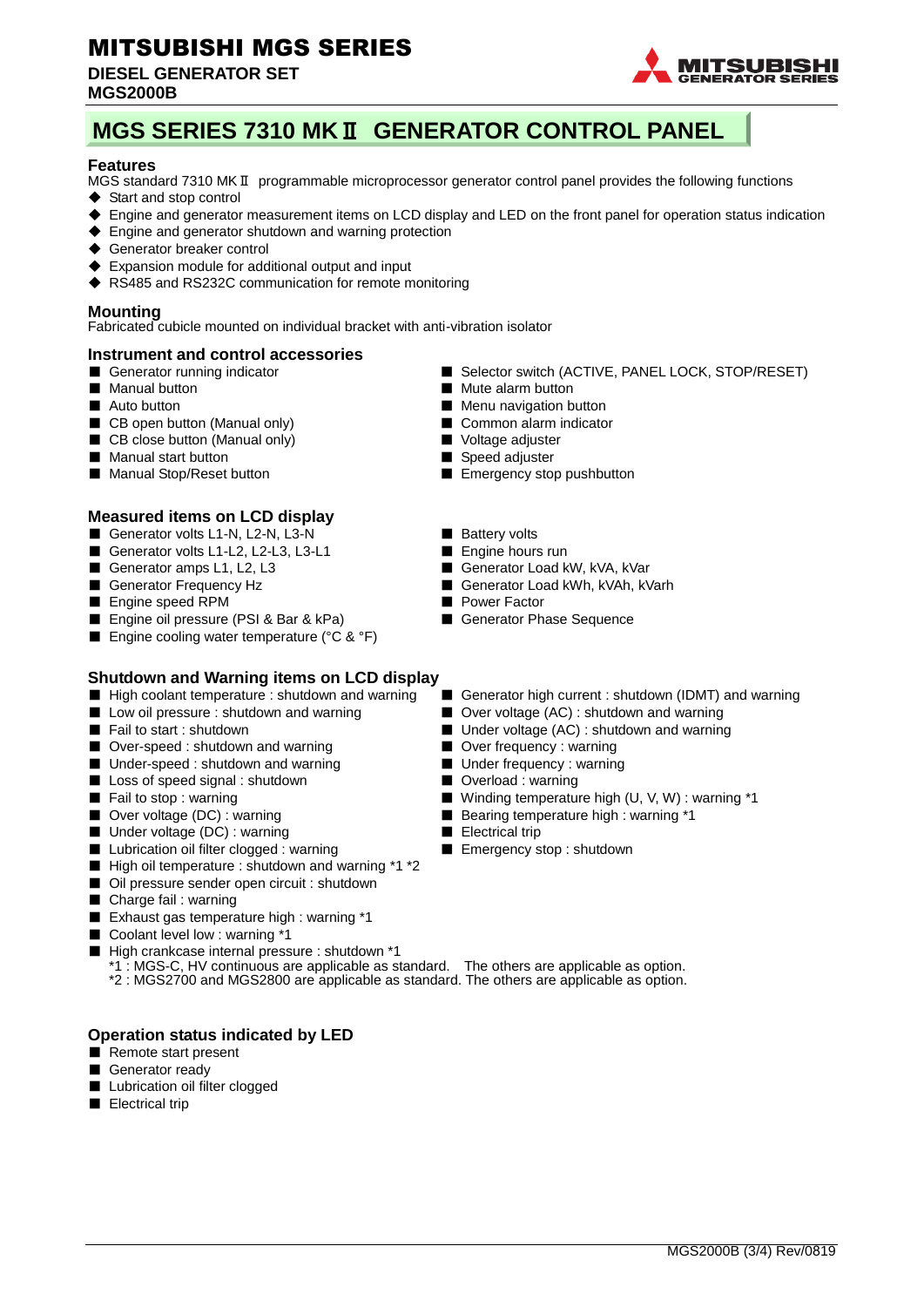# MITSUBISHI MGS SERIES

**DIESEL GENERATOR SET**
**MGS2000B**

## MGS SERIES 7310 MKⅡ GENERATOR CONTROL PANEL

### Features

MGS standard 7310 MKⅡ programmable microprocessor generator control panel provides the following functions

- Start and stop control
- Engine and generator measurement items on LCD display and LED on the front panel for operation status indication
- Engine and generator shutdown and warning protection
- Generator breaker control
- Expansion module for additional output and input
- RS485 and RS232C communication for remote monitoring

### Mounting

Fabricated cubicle mounted on individual bracket with anti-vibration isolator

### Instrument and control accessories

- Generator running indicator
- Manual button
- Auto button
- CB open button (Manual only)
- CB close button (Manual only)
- Manual start button
- Manual Stop/Reset button
- Selector switch (ACTIVE, PANEL LOCK, STOP/RESET)
- Mute alarm button
- Menu navigation button
- Common alarm indicator
- Voltage adjuster
- Speed adjuster
- Emergency stop pushbutton

### Measured items on LCD display

- Generator volts L1-N, L2-N, L3-N
- Generator volts L1-L2, L2-L3, L3-L1
- Generator amps L1, L2, L3
- Generator Frequency Hz
- Engine speed RPM
- Engine oil pressure (PSI & Bar & kPa)
- Engine cooling water temperature (°C & °F)
- Battery volts
- Engine hours run
- Generator Load kW, kVA, kVar
- Generator Load kWh, kVAh, kVarh
- Power Factor
- Generator Phase Sequence

### Shutdown and Warning items on LCD display

- High coolant temperature : shutdown and warning
- Low oil pressure : shutdown and warning
- Fail to start : shutdown
- Over-speed : shutdown and warning
- Under-speed : shutdown and warning
- Loss of speed signal : shutdown
- Fail to stop : warning
- Over voltage (DC) : warning
- Under voltage (DC) : warning
- Lubrication oil filter clogged : warning
- High oil temperature : shutdown and warning *1 *2
- Oil pressure sender open circuit : shutdown
- Charge fail : warning
- Exhaust gas temperature high : warning *1
- Coolant level low : warning *1
- High crankcase internal pressure : shutdown *1
- Generator high current : shutdown (IDMT) and warning
- Over voltage (AC) : shutdown and warning
- Under voltage (AC) : shutdown and warning
- Over frequency : warning
- Under frequency : warning
- Overload : warning
- Winding temperature high (U, V, W) : warning *1
- Bearing temperature high : warning *1
- Electrical trip
- Emergency stop : shutdown

*1 : MGS-C, HV continuous are applicable as standard. The others are applicable as option.
*2 : MGS2700 and MGS2800 are applicable as standard. The others are applicable as option.

### Operation status indicated by LED

- Remote start present
- Generator ready
- Lubrication oil filter clogged
- Electrical trip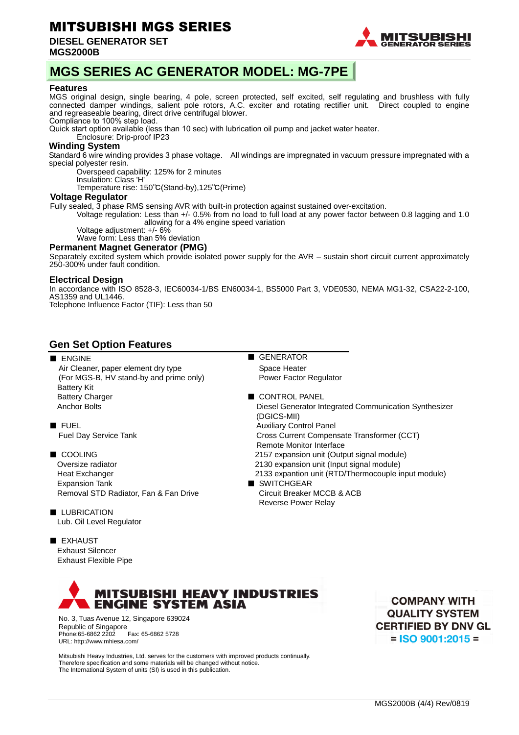# MITSUBISHI MGS SERIES

**DIESEL GENERATOR SET**
**MGS2000B**

## MGS SERIES AC GENERATOR MODEL: MG-7PE

### Features

MGS original design, single bearing, 4 pole, screen protected, self excited, self regulating and brushless with fully connected damper windings, salient pole rotors, A.C. exciter and rotating rectifier unit. Direct coupled to engine and regreaseable bearing, direct drive centrifugal blower.
Compliance to 100% step load.
Quick start option available (less than 10 sec) with lubrication oil pump and jacket water heater.
Enclosure: Drip-proof IP23

### Winding System

Standard 6 wire winding provides 3 phase voltage. All windings are impregnated in vacuum pressure impregnated with a special polyester resin.
Overspeed capability: 125% for 2 minutes
Insulation: Class 'H'
Temperature rise: 150℃(Stand-by),125℃(Prime)

### Voltage Regulator

Fully sealed, 3 phase RMS sensing AVR with built-in protection against sustained over-excitation.
Voltage regulation: Less than +/- 0.5% from no load to full load at any power factor between 0.8 lagging and 1.0 allowing for a 4% engine speed variation
Voltage adjustment: +/- 6%
Wave form: Less than 5% deviation

### Permanent Magnet Generator (PMG)

Separately excited system which provide isolated power supply for the AVR – sustain short circuit current approximately 250-300% under fault condition.

### Electrical Design

In accordance with ISO 8528-3, IEC60034-1/BS EN60034-1, BS5000 Part 3, VDE0530, NEMA MG1-32, CSA22-2-100, AS1359 and UL1446.
Telephone Influence Factor (TIF): Less than 50

## Gen Set Option Features

■ ENGINE
- Air Cleaner, paper element dry type (For MGS-B, HV stand-by and prime only)
- Battery Kit
- Battery Charger
- Anchor Bolts

■ FUEL
- Fuel Day Service Tank

■ COOLING
- Oversize radiator
- Heat Exchanger
- Expansion Tank
- Removal STD Radiator, Fan & Fan Drive

■ LUBRICATION
- Lub. Oil Level Regulator

■ EXHAUST
- Exhaust Silencer
- Exhaust Flexible Pipe

■ GENERATOR
- Space Heater
- Power Factor Regulator

■ CONTROL PANEL
- Diesel Generator Integrated Communication Synthesizer (DGICS-MII)
- Auxiliary Control Panel
- Cross Current Compensate Transformer (CCT)
- Remote Monitor Interface
- 2157 expansion unit (Output signal module)
- 2130 expansion unit (Input signal module)
- 2133 expantion unit (RTD/Thermocouple input module)

■ SWITCHGEAR
- Circuit Breaker MCCB & ACB
- Reverse Power Relay

**MITSUBISHI HEAVY INDUSTRIES ENGINE SYSTEM ASIA**

No. 3, Tuas Avenue 12, Singapore 639024
Republic of Singapore
Phone:65-6862 2202 Fax: 65-6862 5728
URL: http://www.mhiesa.com/

**COMPANY WITH QUALITY SYSTEM CERTIFIED BY DNV GL = ISO 9001:2015 =**

Mitsubishi Heavy Industries, Ltd. serves for the customers with improved products continually.
Therefore specification and some materials will be changed without notice.
The International System of units (SI) is used in this publication.